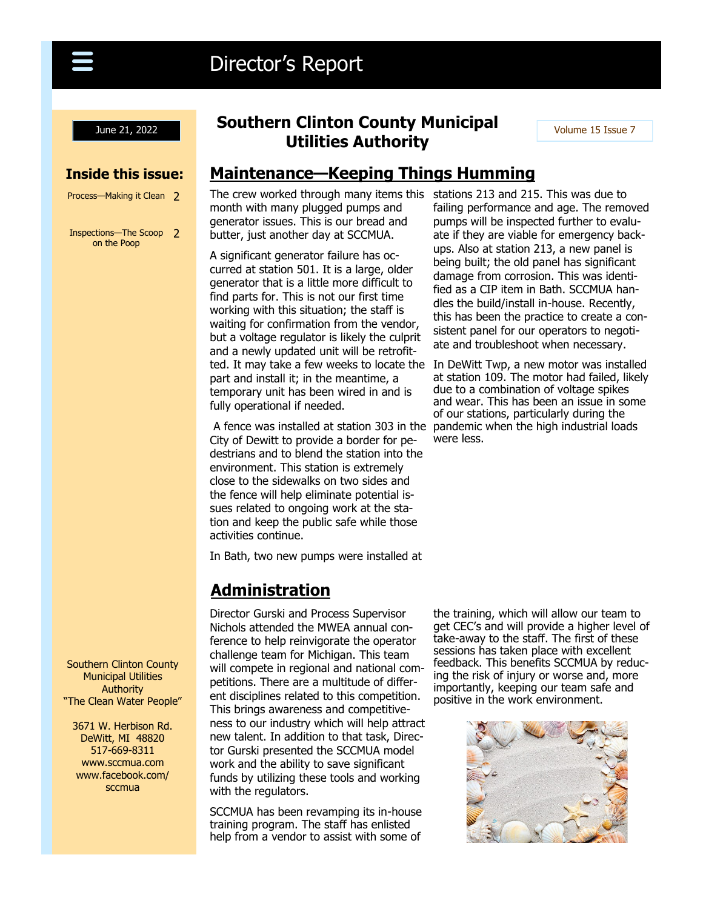# Director's Report

June 21, 2022

## Southern Clinton County Municipal Utilities Authority

Volume 15 Issue 7

**Inside this issue:**

- Process—Making it Clean 2
- Inspections—The Scoop on the Poop 2

## Maintenance—Keeping Things Humming

The crew worked through many items this month with many plugged pumps and generator issues. This is our bread and butter, just another day at SCCMUA.

A significant generator failure has occurred at station 501. It is a large, older generator that is a little more difficult to find parts for. This is not our first time working with this situation; the staff is waiting for confirmation from the vendor, but a voltage regulator is likely the culprit and a newly updated unit will be retrofitted. It may take a few weeks to locate the part and install it; in the meantime, a temporary unit has been wired in and is fully operational if needed.

A fence was installed at station 303 in the City of Dewitt to provide a border for pedestrians and to blend the station into the environment. This station is extremely close to the sidewalks on two sides and the fence will help eliminate potential issues related to ongoing work at the station and keep the public safe while those activities continue.

In Bath, two new pumps were installed at stations 213 and 215. This was due to failing performance and age. The removed pumps will be inspected further to evaluate if they are viable for emergency backups. Also at station 213, a new panel is being built; the old panel has significant damage from corrosion. This was identified as a CIP item in Bath. SCCMUA handles the build/install in-house. Recently, this has been the practice to create a consistent panel for our operators to negotiate and troubleshoot when necessary.

In DeWitt Twp, a new motor was installed at station 109. The motor had failed, likely due to a combination of voltage spikes and wear. This has been an issue in some of our stations, particularly during the pandemic when the high industrial loads were less.

## Administration

Director Gurski and Process Supervisor Nichols attended the MWEA annual conference to help reinvigorate the operator challenge team for Michigan. This team will compete in regional and national competitions. There are a multitude of different disciplines related to this competition. This brings awareness and competitiveness to our industry which will help attract new talent. In addition to that task, Director Gurski presented the SCCMUA model work and the ability to save significant funds by utilizing these tools and working with the regulators.

SCCMUA has been revamping its in-house training program. The staff has enlisted help from a vendor to assist with some of the training, which will allow our team to get CEC's and will provide a higher level of take-away to the staff. The first of these sessions has taken place with excellent feedback. This benefits SCCMUA by reducing the risk of injury or worse and, more importantly, keeping our team safe and positive in the work environment.

Southern Clinton County Municipal Utilities Authority
"The Clean Water People"

3671 W. Herbison Rd.
DeWitt, MI 48820
517-669-8311
www.sccmua.com
www.facebook.com/sccmua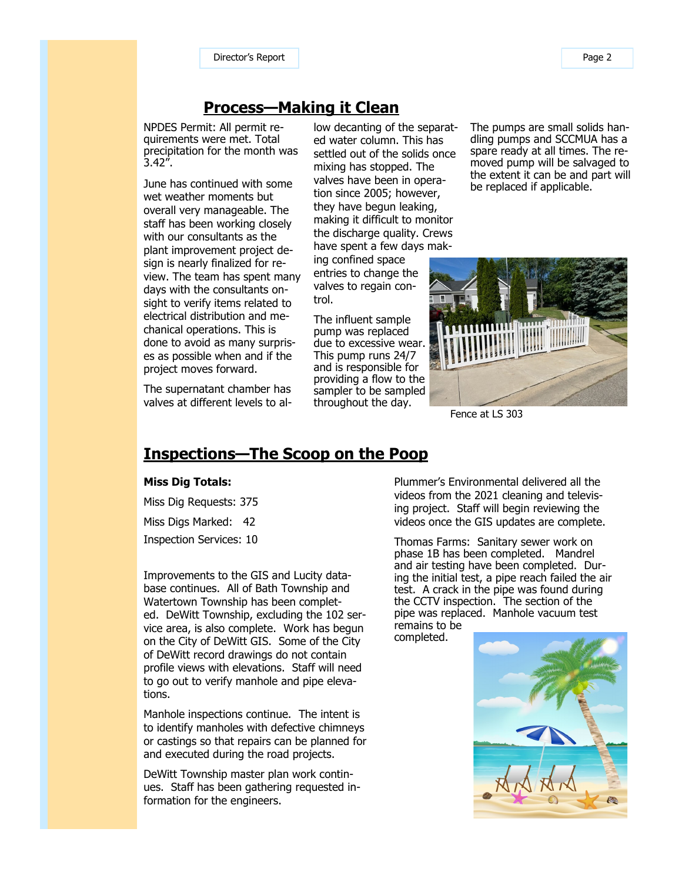## Process—Making it Clean

NPDES Permit: All permit requirements were met. Total precipitation for the month was 3.42".

June has continued with some wet weather moments but overall very manageable. The staff has been working closely with our consultants as the plant improvement project design is nearly finalized for review. The team has spent many days with the consultants onsight to verify items related to electrical distribution and mechanical operations. This is done to avoid as many surprises as possible when and if the project moves forward.

The supernatant chamber has valves at different levels to allow decanting of the separated water column. This has settled out of the solids once mixing has stopped. The valves have been in operation since 2005; however, they have begun leaking, making it difficult to monitor the discharge quality. Crews have spent a few days making confined space entries to change the valves to regain control.

The influent sample pump was replaced due to excessive wear. This pump runs 24/7 and is responsible for providing a flow to the sampler to be sampled throughout the day.

The pumps are small solids handling pumps and SCCMUA has a spare ready at all times. The removed pump will be salvaged to the extent it can be and part will be replaced if applicable.

Fence at LS 303

## Inspections—The Scoop on the Poop

**Miss Dig Totals:**

Miss Dig Requests: 375

Miss Digs Marked: 42

Inspection Services: 10

Improvements to the GIS and Lucity database continues. All of Bath Township and Watertown Township has been completed. DeWitt Township, excluding the 102 service area, is also complete. Work has begun on the City of DeWitt GIS. Some of the City of DeWitt record drawings do not contain profile views with elevations. Staff will need to go out to verify manhole and pipe elevations.

Manhole inspections continue. The intent is to identify manholes with defective chimneys or castings so that repairs can be planned for and executed during the road projects.

DeWitt Township master plan work continues. Staff has been gathering requested information for the engineers.

Plummer's Environmental delivered all the videos from the 2021 cleaning and televising project. Staff will begin reviewing the videos once the GIS updates are complete.

Thomas Farms: Sanitary sewer work on phase 1B has been completed. Mandrel and air testing have been completed. During the initial test, a pipe reach failed the air test. A crack in the pipe was found during the CCTV inspection. The section of the pipe was replaced. Manhole vacuum test remains to be completed.